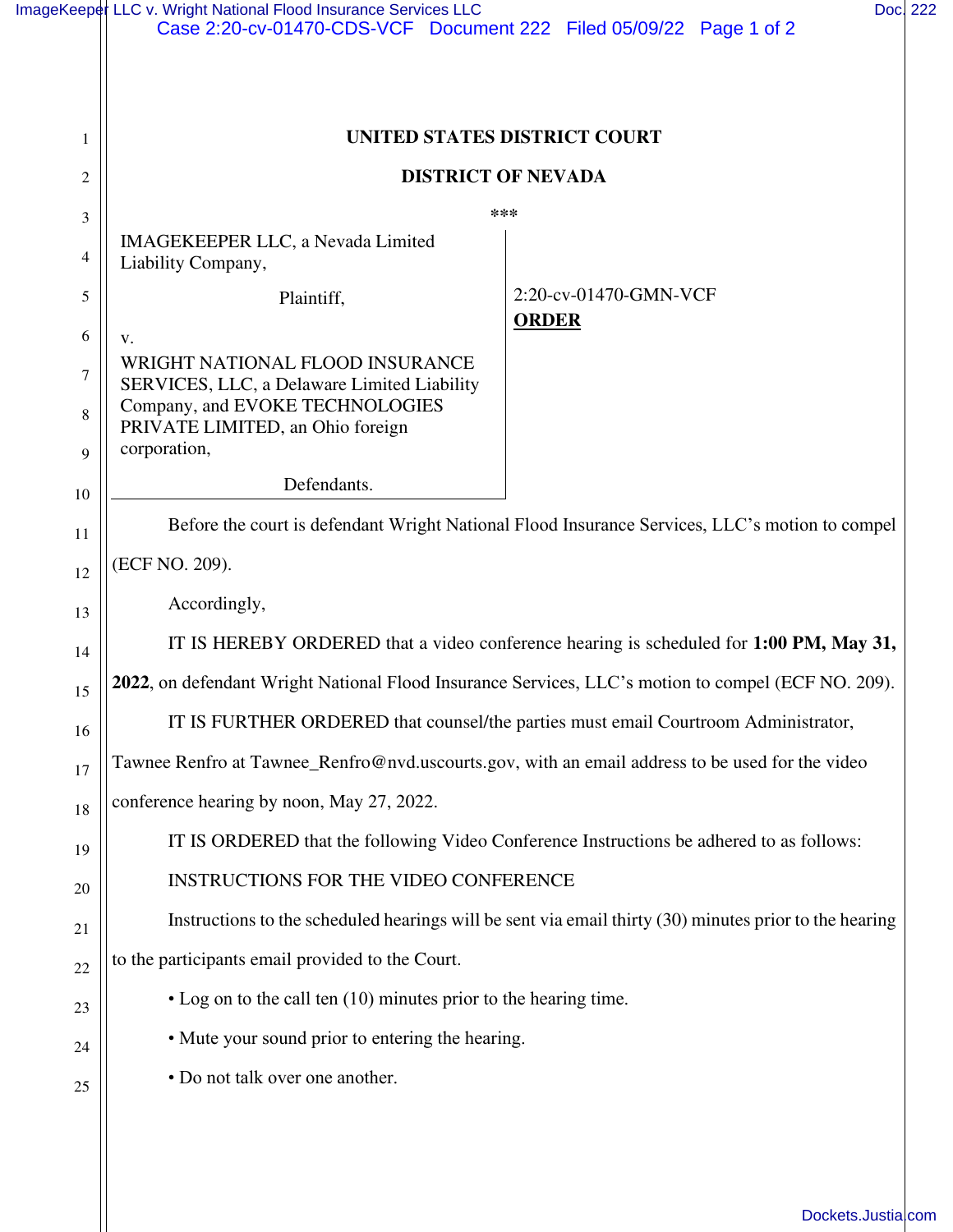# UNITED STATES DISTRICT COURT

## DISTRICT OF NEVADA

\*\*\*

IMAGEKEEPER LLC, a Nevada Limited Liability Company,

Plaintiff,

v.

WRIGHT NATIONAL FLOOD INSURANCE SERVICES, LLC, a Delaware Limited Liability Company, and EVOKE TECHNOLOGIES PRIVATE LIMITED, an Ohio foreign corporation,

Defendants.

2:20-cv-01470-GMN-VCF

**ORDER**

Before the court is defendant Wright National Flood Insurance Services, LLC's motion to compel (ECF NO. 209).

Accordingly,

IT IS HEREBY ORDERED that a video conference hearing is scheduled for **1:00 PM, May 31, 2022**, on defendant Wright National Flood Insurance Services, LLC's motion to compel (ECF NO. 209).

IT IS FURTHER ORDERED that counsel/the parties must email Courtroom Administrator, Tawnee Renfro at Tawnee_Renfro@nvd.uscourts.gov, with an email address to be used for the video conference hearing by noon, May 27, 2022.

IT IS ORDERED that the following Video Conference Instructions be adhered to as follows:

INSTRUCTIONS FOR THE VIDEO CONFERENCE

Instructions to the scheduled hearings will be sent via email thirty (30) minutes prior to the hearing to the participants email provided to the Court.

- Log on to the call ten (10) minutes prior to the hearing time.
- Mute your sound prior to entering the hearing.
- Do not talk over one another.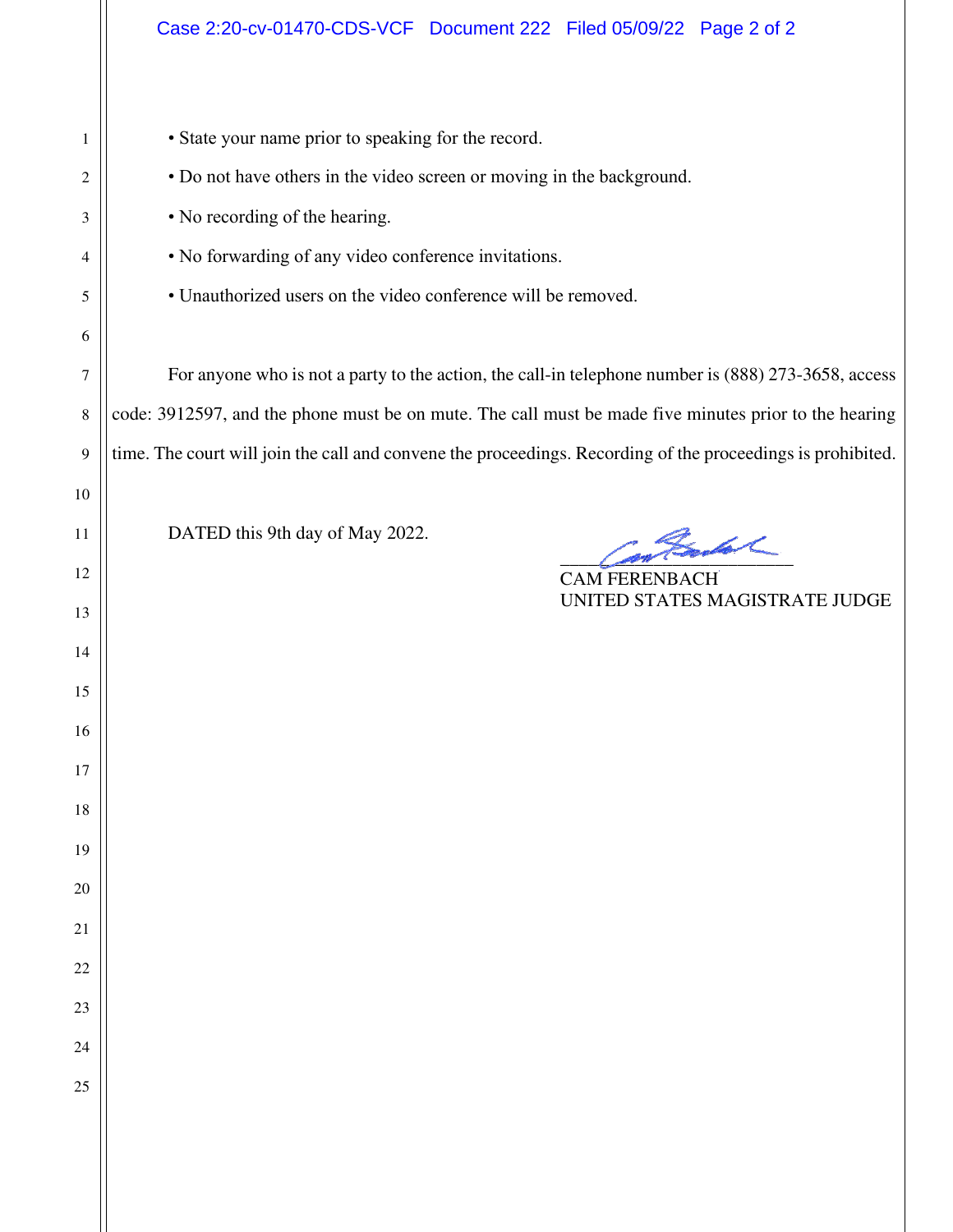- State your name prior to speaking for the record.
- Do not have others in the video screen or moving in the background.
- No recording of the hearing.
- No forwarding of any video conference invitations.
- Unauthorized users on the video conference will be removed.

For anyone who is not a party to the action, the call-in telephone number is (888) 273-3658, access code: 3912597, and the phone must be on mute. The call must be made five minutes prior to the hearing time. The court will join the call and convene the proceedings. Recording of the proceedings is prohibited.

DATED this 9th day of May 2022.

_________________________
CAM FERENBACH
UNITED STATES MAGISTRATE JUDGE